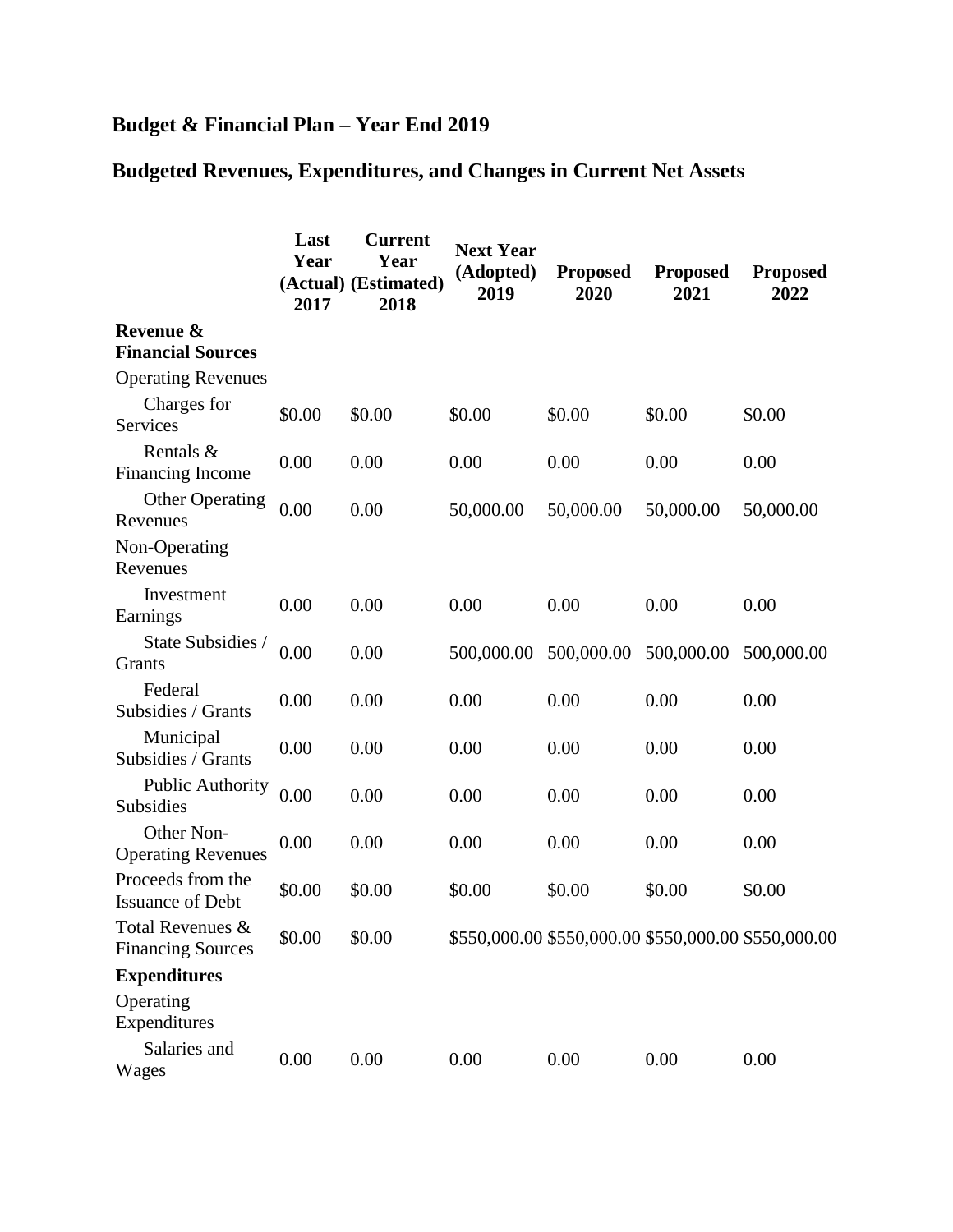## Budget & Financial Plan – Year End 2019

## Budgeted Revenues, Expenditures, and Changes in Current Net Assets

| | Last Year (Actual) 2017 | Current Year (Estimated) 2018 | Next Year (Adopted) 2019 | Proposed 2020 | Proposed 2021 | Proposed 2022 |
|---|---|---|---|---|---|---|
| **Revenue & Financial Sources** | | | | | | |
| Operating Revenues | | | | | | |
| Charges for Services | $0.00 | $0.00 | $0.00 | $0.00 | $0.00 | $0.00 |
| Rentals & Financing Income | 0.00 | 0.00 | 0.00 | 0.00 | 0.00 | 0.00 |
| Other Operating Revenues | 0.00 | 0.00 | 50,000.00 | 50,000.00 | 50,000.00 | 50,000.00 |
| Non-Operating Revenues | | | | | | |
| Investment Earnings | 0.00 | 0.00 | 0.00 | 0.00 | 0.00 | 0.00 |
| State Subsidies / Grants | 0.00 | 0.00 | 500,000.00 | 500,000.00 | 500,000.00 | 500,000.00 |
| Federal Subsidies / Grants | 0.00 | 0.00 | 0.00 | 0.00 | 0.00 | 0.00 |
| Municipal Subsidies / Grants | 0.00 | 0.00 | 0.00 | 0.00 | 0.00 | 0.00 |
| Public Authority Subsidies | 0.00 | 0.00 | 0.00 | 0.00 | 0.00 | 0.00 |
| Other Non-Operating Revenues | 0.00 | 0.00 | 0.00 | 0.00 | 0.00 | 0.00 |
| Proceeds from the Issuance of Debt | $0.00 | $0.00 | $0.00 | $0.00 | $0.00 | $0.00 |
| Total Revenues & Financing Sources | $0.00 | $0.00 | $550,000.00 | $550,000.00 | $550,000.00 | $550,000.00 |
| **Expenditures** | | | | | | |
| Operating Expenditures | | | | | | |
| Salaries and Wages | 0.00 | 0.00 | 0.00 | 0.00 | 0.00 | 0.00 |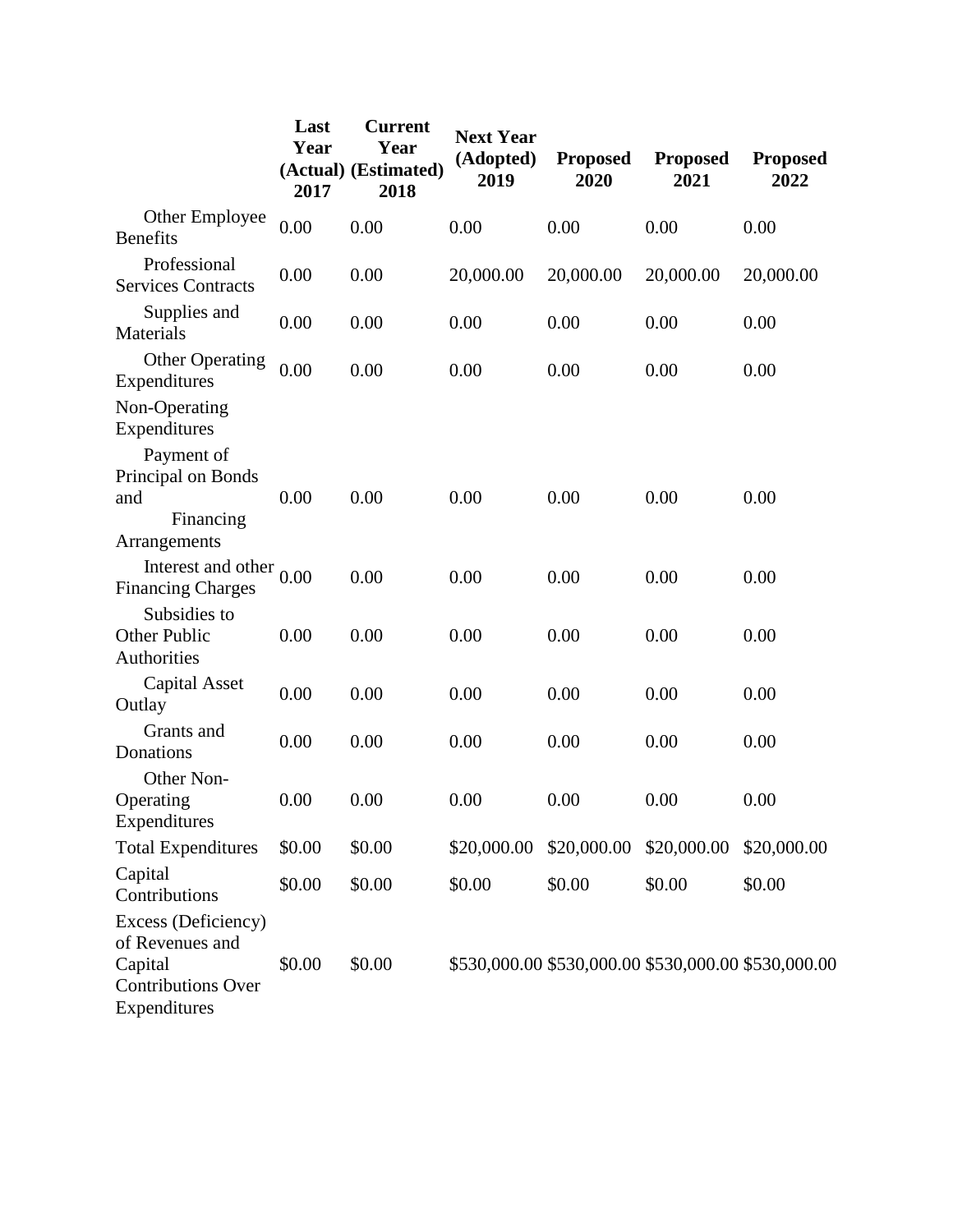| | Last Year (Actual) 2017 | Current Year (Estimated) 2018 | Next Year (Adopted) 2019 | Proposed 2020 | Proposed 2021 | Proposed 2022 |
|---|---|---|---|---|---|---|
| Other Employee Benefits | 0.00 | 0.00 | 0.00 | 0.00 | 0.00 | 0.00 |
| Professional Services Contracts | 0.00 | 0.00 | 20,000.00 | 20,000.00 | 20,000.00 | 20,000.00 |
| Supplies and Materials | 0.00 | 0.00 | 0.00 | 0.00 | 0.00 | 0.00 |
| Other Operating Expenditures | 0.00 | 0.00 | 0.00 | 0.00 | 0.00 | 0.00 |
| Non-Operating Expenditures | | | | | | |
| Payment of Principal on Bonds and Financing Arrangements | 0.00 | 0.00 | 0.00 | 0.00 | 0.00 | 0.00 |
| Interest and other Financing Charges | 0.00 | 0.00 | 0.00 | 0.00 | 0.00 | 0.00 |
| Subsidies to Other Public Authorities | 0.00 | 0.00 | 0.00 | 0.00 | 0.00 | 0.00 |
| Capital Asset Outlay | 0.00 | 0.00 | 0.00 | 0.00 | 0.00 | 0.00 |
| Grants and Donations | 0.00 | 0.00 | 0.00 | 0.00 | 0.00 | 0.00 |
| Other Non-Operating Expenditures | 0.00 | 0.00 | 0.00 | 0.00 | 0.00 | 0.00 |
| Total Expenditures | $0.00 | $0.00 | $20,000.00 | $20,000.00 | $20,000.00 | $20,000.00 |
| Capital Contributions | $0.00 | $0.00 | $0.00 | $0.00 | $0.00 | $0.00 |
| Excess (Deficiency) of Revenues and Capital Contributions Over Expenditures | $0.00 | $0.00 | $530,000.00 | $530,000.00 | $530,000.00 | $530,000.00 |